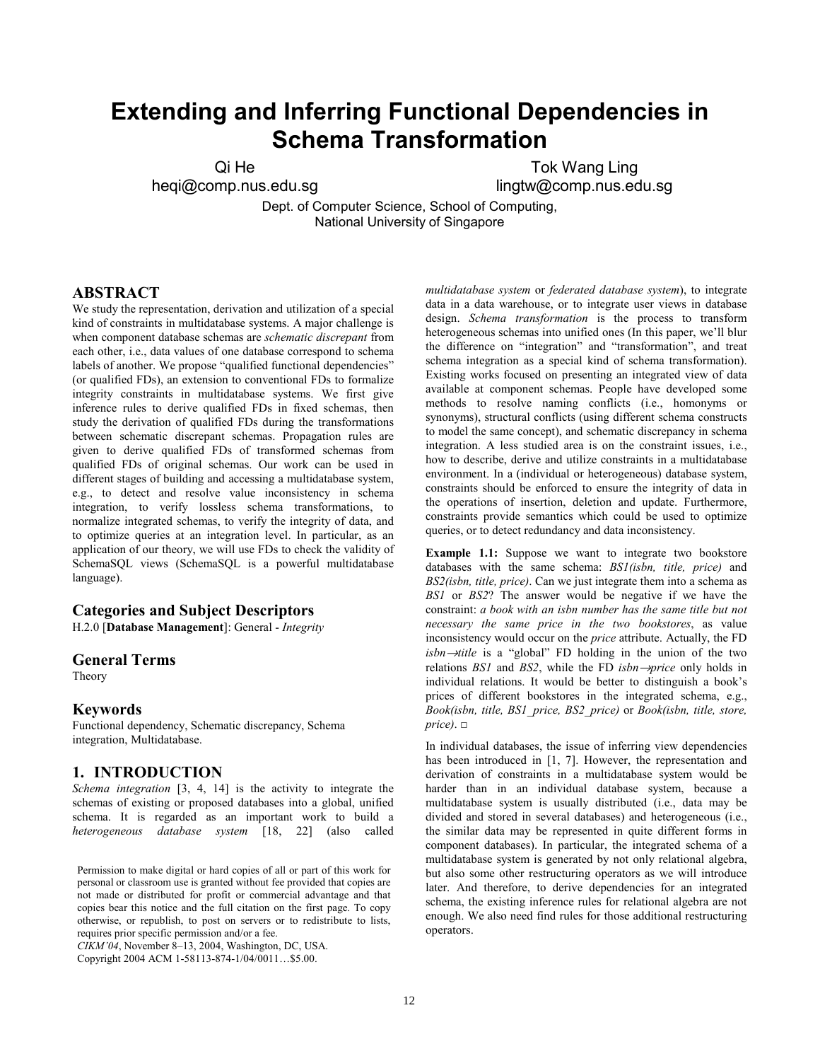# Extending and Inferring Functional Dependencies in Schema Transformation

Qi He
heqi@comp.nus.edu.sg

Tok Wang Ling
lingtw@comp.nus.edu.sg

Dept. of Computer Science, School of Computing,
National University of Singapore

## ABSTRACT

We study the representation, derivation and utilization of a special kind of constraints in multidatabase systems. A major challenge is when component database schemas are *schematic discrepant* from each other, i.e., data values of one database correspond to schema labels of another. We propose "qualified functional dependencies" (or qualified FDs), an extension to conventional FDs to formalize integrity constraints in multidatabase systems. We first give inference rules to derive qualified FDs in fixed schemas, then study the derivation of qualified FDs during the transformations between schematic discrepant schemas. Propagation rules are given to derive qualified FDs of transformed schemas from qualified FDs of original schemas. Our work can be used in different stages of building and accessing a multidatabase system, e.g., to detect and resolve value inconsistency in schema integration, to verify lossless schema transformations, to normalize integrated schemas, to verify the integrity of data, and to optimize queries at an integration level. In particular, as an application of our theory, we will use FDs to check the validity of SchemaSQL views (SchemaSQL is a powerful multidatabase language).

### Categories and Subject Descriptors

H.2.0 [**Database Management**]: General - *Integrity*

### General Terms

Theory

### Keywords

Functional dependency, Schematic discrepancy, Schema integration, Multidatabase.

## 1. INTRODUCTION

*Schema integration* [3, 4, 14] is the activity to integrate the schemas of existing or proposed databases into a global, unified schema. It is regarded as an important work to build a *heterogeneous database system* [18, 22] (also called *multidatabase system* or *federated database system*), to integrate data in a data warehouse, or to integrate user views in database design. *Schema transformation* is the process to transform heterogeneous schemas into unified ones (In this paper, we'll blur the difference on "integration" and "transformation", and treat schema integration as a special kind of schema transformation). Existing works focused on presenting an integrated view of data available at component schemas. People have developed some methods to resolve naming conflicts (i.e., homonyms or synonyms), structural conflicts (using different schema constructs to model the same concept), and schematic discrepancy in schema integration. A less studied area is on the constraint issues, i.e., how to describe, derive and utilize constraints in a multidatabase environment. In a (individual or heterogeneous) database system, constraints should be enforced to ensure the integrity of data in the operations of insertion, deletion and update. Furthermore, constraints provide semantics which could be used to optimize queries, or to detect redundancy and data inconsistency.

**Example 1.1:** Suppose we want to integrate two bookstore databases with the same schema: *BS1(isbn, title, price)* and *BS2(isbn, title, price)*. Can we just integrate them into a schema as *BS1* or *BS2*? The answer would be negative if we have the constraint: *a book with an isbn number has the same title but not necessary the same price in the two bookstores*, as value inconsistency would occur on the *price* attribute. Actually, the FD $isbn \rightarrow title$ is a "global" FD holding in the union of the two relations *BS1* and *BS2*, while the FD $isbn \rightarrow price$ only holds in individual relations. It would be better to distinguish a book's prices of different bookstores in the integrated schema, e.g., *Book(isbn, title, BS1_price, BS2_price)* or *Book(isbn, title, store, price)*. □

In individual databases, the issue of inferring view dependencies has been introduced in [1, 7]. However, the representation and derivation of constraints in a multidatabase system would be harder than in an individual database system, because a multidatabase system is usually distributed (i.e., data may be divided and stored in several databases) and heterogeneous (i.e., the similar data may be represented in quite different forms in component databases). In particular, the integrated schema of a multidatabase system is generated by not only relational algebra, but also some other restructuring operators as we will introduce later. And therefore, to derive dependencies for an integrated schema, the existing inference rules for relational algebra are not enough. We also need find rules for those additional restructuring operators.

Permission to make digital or hard copies of all or part of this work for personal or classroom use is granted without fee provided that copies are not made or distributed for profit or commercial advantage and that copies bear this notice and the full citation on the first page. To copy otherwise, or republish, to post on servers or to redistribute to lists, requires prior specific permission and/or a fee.
*CIKM'04*, November 8–13, 2004, Washington, DC, USA.
Copyright 2004 ACM 1-58113-874-1/04/0011…$5.00.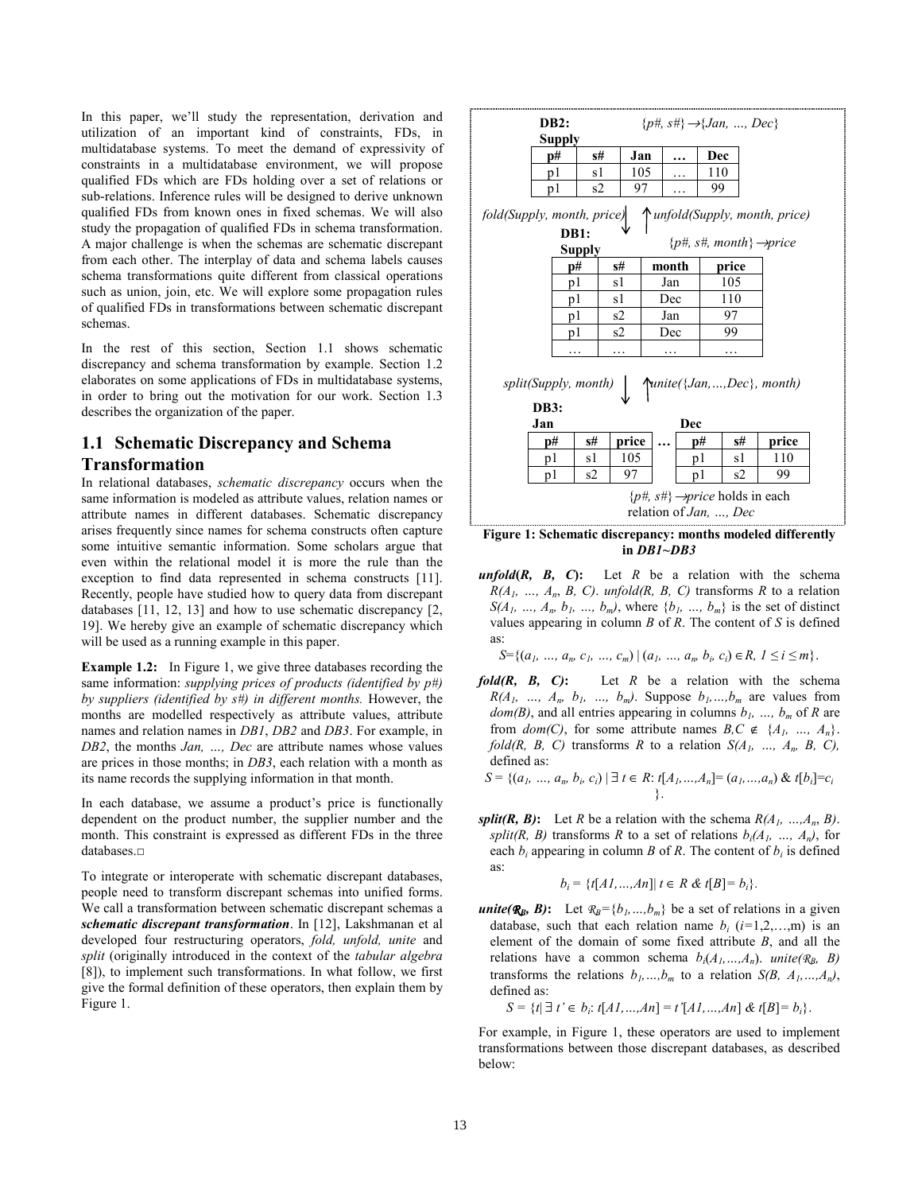In this paper, we'll study the representation, derivation and utilization of an important kind of constraints, FDs, in multidatabase systems. To meet the demand of expressivity of constraints in a multidatabase environment, we will propose qualified FDs which are FDs holding over a set of relations or sub-relations. Inference rules will be designed to derive unknown qualified FDs from known ones in fixed schemas. We will also study the propagation of qualified FDs in schema transformation. A major challenge is when the schemas are schematic discrepant from each other. The interplay of data and schema labels causes schema transformations quite different from classical operations such as union, join, etc. We will explore some propagation rules of qualified FDs in transformations between schematic discrepant schemas.

In the rest of this section, Section 1.1 shows schematic discrepancy and schema transformation by example. Section 1.2 elaborates on some applications of FDs in multidatabase systems, in order to bring out the motivation for our work. Section 1.3 describes the organization of the paper.

## 1.1 Schematic Discrepancy and Schema Transformation

In relational databases, *schematic discrepancy* occurs when the same information is modeled as attribute values, relation names or attribute names in different databases. Schematic discrepancy arises frequently since names for schema constructs often capture some intuitive semantic information. Some scholars argue that even within the relational model it is more the rule than the exception to find data represented in schema constructs [11]. Recently, people have studied how to query data from discrepant databases [11, 12, 13] and how to use schematic discrepancy [2, 19]. We hereby give an example of schematic discrepancy which will be used as a running example in this paper.

**Example 1.2:** In Figure 1, we give three databases recording the same information: *supplying prices of products (identified by p#) by suppliers (identified by s#) in different months.* However, the months are modelled respectively as attribute values, attribute names and relation names in *DB1*, *DB2* and *DB3*. For example, in *DB2*, the months *Jan, …, Dec* are attribute names whose values are prices in those months; in *DB3*, each relation with a month as its name records the supplying information in that month.

In each database, we assume a product's price is functionally dependent on the product number, the supplier number and the month. This constraint is expressed as different FDs in the three databases.□

**DB2:** Supply $\{p\#, s\#\} \rightarrow \{Jan, …, Dec\}$

| p# | s# | Jan | … | Dec |
|---|---|---|---|---|
| p1 | s1 | 105 | … | 110 |
| p1 | s2 | 97 | … | 99 |

*fold(Supply, month, price)* ↓ ↑ *unfold(Supply, month, price)*

**DB1:** Supply $\{p\#, s\#, month\} \rightarrow price$

| p# | s# | month | price |
|---|---|---|---|
| p1 | s1 | Jan | 105 |
| p1 | s1 | Dec | 110 |
| p1 | s2 | Jan | 97 |
| p1 | s2 | Dec | 99 |
| … | … | … | … |

*split(Supply, month)* ↓ ↑ *unite({Jan,…,Dec}, month)*

**DB3:**

Jan

| p# | s# | price |
|---|---|---|
| p1 | s1 | 105 |
| p1 | s2 | 97 |

…

Dec

| p# | s# | price |
|---|---|---|
| p1 | s1 | 110 |
| p1 | s2 | 99 |

$\{p\#, s\#\} \rightarrow price$ holds in each relation of *Jan, …, Dec*

**Figure 1: Schematic discrepancy: months modeled differently in *DB1~DB3***

To integrate or interoperate with schematic discrepant databases, people need to transform discrepant schemas into unified forms. We call a transformation between schematic discrepant schemas a ***schematic discrepant transformation***. In [12], Lakshmanan et al developed four restructuring operators, *fold, unfold, unite* and *split* (originally introduced in the context of the *tabular algebra* [8]), to implement such transformations. In what follow, we first give the formal definition of these operators, then explain them by Figure 1.

***unfold(R, B, C)*:** Let $R$ be a relation with the schema $R(A_1, …, A_n, B, C)$. $unfold(R, B, C)$ transforms $R$ to a relation $S(A_1, …, A_n, b_1, …, b_m)$, where $\{b_1, …, b_m\}$ is the set of distinct values appearing in column $B$ of $R$. The content of $S$ is defined as:

$$S=\{(a_1, …, a_n, c_1, …, c_m) \mid (a_1, …, a_n, b_i, c_i) \in R, 1 \le i \le m\}.$$

***fold(R, B, C)*:** Let $R$ be a relation with the schema $R(A_1, …, A_n, b_1, …, b_m)$. Suppose $b_1,…,b_m$ are values from $dom(B)$, and all entries appearing in columns $b_1, …, b_m$ of $R$ are from $dom(C)$, for some attribute names $B,C \notin \{A_1, …, A_n\}$. $fold(R, B, C)$ transforms $R$ to a relation $S(A_1, …, A_n, B, C)$, defined as:

$$S = \{(a_1, …, a_n, b_i, c_i) \mid \exists\, t \in R: t[A_1,…,A_n]= (a_1,…,a_n) \,\&\, t[b_i]=c_i\}.$$

***split(R, B)*:** Let $R$ be a relation with the schema $R(A_1, …,A_n, B)$. $split(R, B)$ transforms $R$ to a set of relations $b_i(A_1, …, A_n)$, for each $b_i$ appearing in column $B$ of $R$. The content of $b_i$ is defined as:

$$b_i = \{t[A1,…,An] \mid t \in R \,\&\, t[B]= b_i\}.$$

***unite($\mathcal{R}_B$, B)*:** Let $\mathcal{R}_B=\{b_1,…,b_m\}$ be a set of relations in a given database, such that each relation name $b_i$ ($i$=1,2,…,m) is an element of the domain of some fixed attribute $B$, and all the relations have a common schema $b_i(A_1,…,A_n)$. $unite(\mathcal{R}_B, B)$ transforms the relations $b_1,…,b_m$ to a relation $S(B, A_1,…,A_n)$, defined as:

$$S = \{t \mid \exists\, t' \in b_i: t[A1,…,An] = t'[A1,…,An] \,\&\, t[B]= b_i\}.$$

For example, in Figure 1, these operators are used to implement transformations between those discrepant databases, as described below: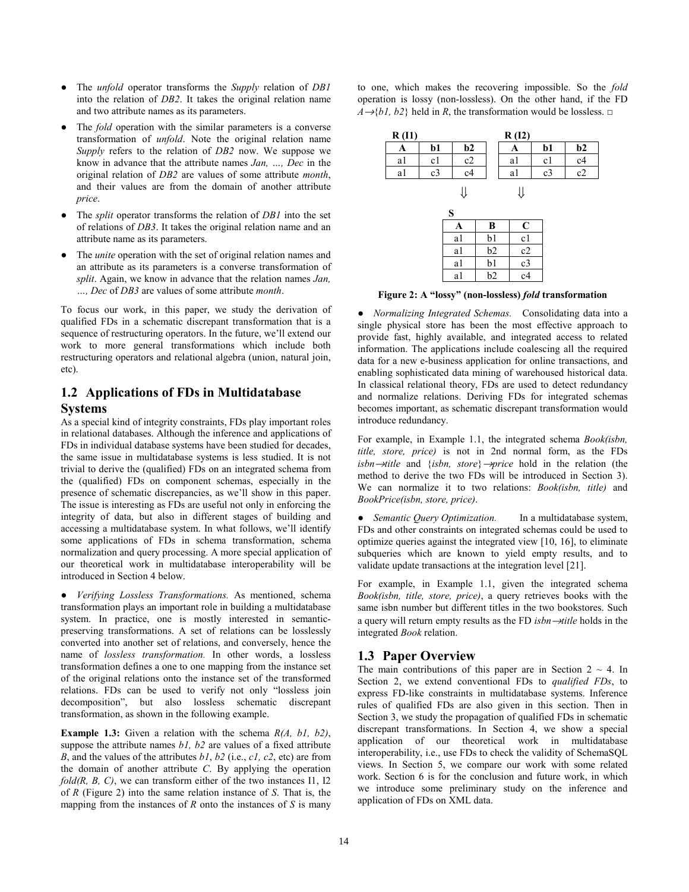- The *unfold* operator transforms the *Supply* relation of *DB1* into the relation of *DB2*. It takes the original relation name and two attribute names as its parameters.
- The *fold* operation with the similar parameters is a converse transformation of *unfold*. Note the original relation name *Supply* refers to the relation of *DB2* now. We suppose we know in advance that the attribute names *Jan, …, Dec* in the original relation of *DB2* are values of some attribute *month*, and their values are from the domain of another attribute *price*.
- The *split* operator transforms the relation of *DB1* into the set of relations of *DB3*. It takes the original relation name and an attribute name as its parameters.
- The *unite* operation with the set of original relation names and an attribute as its parameters is a converse transformation of *split*. Again, we know in advance that the relation names *Jan, …, Dec* of *DB3* are values of some attribute *month*.

To focus our work, in this paper, we study the derivation of qualified FDs in a schematic discrepant transformation that is a sequence of restructuring operators. In the future, we'll extend our work to more general transformations which include both restructuring operators and relational algebra (union, natural join, etc).

## 1.2 Applications of FDs in Multidatabase Systems

As a special kind of integrity constraints, FDs play important roles in relational databases. Although the inference and applications of FDs in individual database systems have been studied for decades, the same issue in multidatabase systems is less studied. It is not trivial to derive the (qualified) FDs on an integrated schema from the (qualified) FDs on component schemas, especially in the presence of schematic discrepancies, as we'll show in this paper. The issue is interesting as FDs are useful not only in enforcing the integrity of data, but also in different stages of building and accessing a multidatabase system. In what follows, we'll identify some applications of FDs in schema transformation, schema normalization and query processing. A more special application of our theoretical work in multidatabase interoperability will be introduced in Section 4 below.

- *Verifying Lossless Transformations.* As mentioned, schema transformation plays an important role in building a multidatabase system. In practice, one is mostly interested in semantic-preserving transformations. A set of relations can be losslessly converted into another set of relations, and conversely, hence the name of *lossless transformation.* In other words, a lossless transformation defines a one to one mapping from the instance set of the original relations onto the instance set of the transformed relations. FDs can be used to verify not only "lossless join decomposition", but also lossless schematic discrepant transformation, as shown in the following example.

**Example 1.3:** Given a relation with the schema *R(A, b1, b2)*, suppose the attribute names *b1, b2* are values of a fixed attribute *B*, and the values of the attributes *b1*, *b2* (i.e., *c1, c2*, etc) are from the domain of another attribute *C*. By applying the operation *fold(R, B, C)*, we can transform either of the two instances I1, I2 of *R* (Figure 2) into the same relation instance of *S*. That is, the mapping from the instances of *R* onto the instances of *S* is many to one, which makes the recovering impossible. So the *fold* operation is lossy (non-lossless). On the other hand, if the FD $A \rightarrow \{b1, b2\}$ held in *R*, the transformation would be lossless. □

**R (I1)**

| A | b1 | b2 |
|---|---|---|
| a1 | c1 | c2 |
| a1 | c3 | c4 |

**R (I2)**

| A | b1 | b2 |
|---|---|---|
| a1 | c1 | c4 |
| a1 | c3 | c2 |

⇓ ⇓

**S**

| A | B | C |
|---|---|---|
| a1 | b1 | c1 |
| a1 | b2 | c2 |
| a1 | b1 | c3 |
| a1 | b2 | c4 |

**Figure 2: A "lossy" (non-lossless) *fold* transformation**

- *Normalizing Integrated Schemas.* Consolidating data into a single physical store has been the most effective approach to provide fast, highly available, and integrated access to related information. The applications include coalescing all the required data for a new e-business application for online transactions, and enabling sophisticated data mining of warehoused historical data. In classical relational theory, FDs are used to detect redundancy and normalize relations. Deriving FDs for integrated schemas becomes important, as schematic discrepant transformation would introduce redundancy.

For example, in Example 1.1, the integrated schema *Book(isbn, title, store, price)* is not in 2nd normal form, as the FDs $isbn \rightarrow title$ and $\{isbn, store\} \rightarrow price$ hold in the relation (the method to derive the two FDs will be introduced in Section 3). We can normalize it to two relations: *Book(isbn, title)* and *BookPrice(isbn, store, price)*.

- *Semantic Query Optimization.* In a multidatabase system, FDs and other constraints on integrated schemas could be used to optimize queries against the integrated view [10, 16], to eliminate subqueries which are known to yield empty results, and to validate update transactions at the integration level [21].

For example, in Example 1.1, given the integrated schema *Book(isbn, title, store, price)*, a query retrieves books with the same isbn number but different titles in the two bookstores. Such a query will return empty results as the FD $isbn \rightarrow title$ holds in the integrated *Book* relation.

## 1.3 Paper Overview

The main contributions of this paper are in Section 2 ~ 4. In Section 2, we extend conventional FDs to *qualified FDs*, to express FD-like constraints in multidatabase systems. Inference rules of qualified FDs are also given in this section. Then in Section 3, we study the propagation of qualified FDs in schematic discrepant transformations. In Section 4, we show a special application of our theoretical work in multidatabase interoperability, i.e., use FDs to check the validity of SchemaSQL views. In Section 5, we compare our work with some related work. Section 6 is for the conclusion and future work, in which we introduce some preliminary study on the inference and application of FDs on XML data.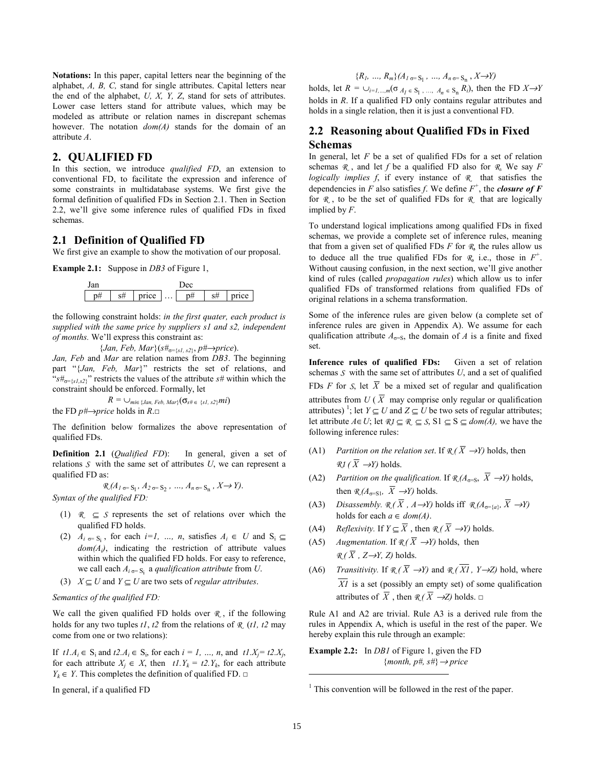**Notations:** In this paper, capital letters near the beginning of the alphabet, *A, B, C,* stand for single attributes. Capital letters near the end of the alphabet, *U, X, Y, Z*, stand for sets of attributes. Lower case letters stand for attribute values, which may be modeled as attribute or relation names in discrepant schemas however. The notation *dom(A)* stands for the domain of an attribute *A*.

## 2. QUALIFIED FD

In this section, we introduce *qualified FD*, an extension to conventional FD, to facilitate the expression and inference of some constraints in multidatabase systems. We first give the formal definition of qualified FDs in Section 2.1. Then in Section 2.2, we'll give some inference rules of qualified FDs in fixed schemas.

### 2.1 Definition of Qualified FD

We first give an example to show the motivation of our proposal.

**Example 2.1:** Suppose in *DB3* of Figure 1,

| Jan | | | | Dec | | |
|---|---|---|---|---|---|---|
| p# | s# | price | … | p# | s# | price |

the following constraint holds: *in the first quater, each product is supplied with the same price by suppliers s1 and s2, independent of months.* We'll express this constraint as:

$$\{Jan, Feb, Mar\}(s\#_{\sigma=\{s1, s2\}}, p\# \rightarrow price).$$

*Jan, Feb* and *Mar* are relation names from *DB3*. The beginning part "{*Jan, Feb, Mar*}" restricts the set of relations, and "$s\#_{\sigma=\{s1,s2\}}$" restricts the values of the attribute *s#* within which the constraint should be enforced. Formally, let

$$R = \cup_{mi\in\{Jan, Feb, Mar\}}(\sigma_{s\# \in \{s1, s2\}} mi)$$

the FD $p\# \rightarrow price$ holds in *R*.□

The definition below formalizes the above representation of qualified FDs.

**Definition 2.1** (*Qualified FD*): In general, given a set of relations $\mathcal{S}$ with the same set of attributes *U*, we can represent a qualified FD as:

$$\mathcal{R}(A_{1\ \sigma=\ S_1}, A_{2\ \sigma=\ S_2}, \ldots, A_{n\ \sigma=\ S_n}, X \rightarrow Y).$$

*Syntax of the qualified FD:*

1. $\mathcal{R} \subseteq \mathcal{S}$ represents the set of relations over which the qualified FD holds.
2. $A_{i\ \sigma=\ S_i}$, for each $i=1, \ldots, n$, satisfies $A_i \in U$ and $S_i \subseteq dom(A_i)$, indicating the restriction of attribute values within which the qualified FD holds. For easy to reference, we call each $A_{i\ \sigma=\ S_i}$ a *qualification attribute* from *U*.
3. $X \subseteq U$ and $Y \subseteq U$ are two sets of *regular attributes*.

*Semantics of the qualified FD:*

We call the given qualified FD holds over $\mathcal{R}$, if the following holds for any two tuples *t1*, *t2* from the relations of $\mathcal{R}$ (*t1, t2* may come from one or two relations):

If $t1.A_i \in S_i$ and $t2.A_i \in S_i$, for each $i = 1, \ldots, n$, and $t1.X_j = t2.X_j$, for each attribute $X_j \in X$, then $t1.Y_k = t2.Y_k$, for each attribute $Y_k \in Y$. This completes the definition of qualified FD. □

In general, if a qualified FD

$$\{R_1, \ldots, R_m\}(A_{1\ \sigma=\ S_1}, \ldots, A_{n\ \sigma=\ S_n}, X \rightarrow Y)$$

holds, let $R = \cup_{i=1,\ldots,m}(\sigma_{A_1 \in S_1, \ldots, A_n \in S_n} R_i)$, then the FD $X \rightarrow Y$ holds in *R*. If a qualified FD only contains regular attributes and holds in a single relation, then it is just a conventional FD.

### 2.2 Reasoning about Qualified FDs in Fixed Schemas

In general, let *F* be a set of qualified FDs for a set of relation schemas $\mathcal{R}$, and let *f* be a qualified FD also for $\mathcal{R}$. We say *F logically implies f*, if every instance of $\mathcal{R}$ that satisfies the dependencies in *F* also satisfies *f*. We define $F^+$, the ***closure of F*** for $\mathcal{R}$, to be the set of qualified FDs for $\mathcal{R}$ that are logically implied by *F*.

To understand logical implications among qualified FDs in fixed schemas, we provide a complete set of inference rules, meaning that from a given set of qualified FDs *F* for $\mathcal{R}$, the rules allow us to deduce all the true qualified FDs for $\mathcal{R}$, i.e., those in $F^+$. Without causing confusion, in the next section, we'll give another kind of rules (called *propagation rules*) which allow us to infer qualified FDs of transformed relations from qualified FDs of original relations in a schema transformation.

Some of the inference rules are given below (a complete set of inference rules are given in Appendix A). We assume for each qualification attribute $A_{\sigma=S}$, the domain of *A* is a finite and fixed set.

**Inference rules of qualified FDs:** Given a set of relation schemas $\mathcal{S}$ with the same set of attributes *U*, and a set of qualified FDs *F* for $\mathcal{S}$, let $\overline{X}$ be a mixed set of regular and qualification attributes from *U* ($\overline{X}$ may comprise only regular or qualification attributes) [1]; let $Y \subseteq U$ and $Z \subseteq U$ be two sets of regular attributes; let attribute $A \in U$; let $\mathcal{R}1 \subseteq \mathcal{R} \subseteq \mathcal{S}$, $S1 \subseteq S \subseteq dom(A)$, we have the following inference rules:

- (A1) *Partition on the relation set*. If $\mathcal{R}(\overline{X} \rightarrow Y)$ holds, then $\mathcal{R}1(\overline{X} \rightarrow Y)$ holds.
- (A2) *Partition on the qualification.* If $\mathcal{R}(A_{\sigma=S}, \overline{X} \rightarrow Y)$ holds, then $\mathcal{R}(A_{\sigma=S1}, \overline{X} \rightarrow Y)$ holds.
- (A3) *Disassembly.* $\mathcal{R}(\overline{X}, A \rightarrow Y)$ holds iff $\mathcal{R}(A_{\sigma=\{a\}}, \overline{X} \rightarrow Y)$ holds for each $a \in dom(A)$.
- (A4) *Reflexivity.* If $Y \subseteq \overline{X}$, then $\mathcal{R}(\overline{X} \rightarrow Y)$ holds.
- (A5) *Augmentation.* If $\mathcal{R}(\overline{X} \rightarrow Y)$ holds, then $\mathcal{R}(\overline{X}, Z \rightarrow Y, Z)$ holds.
- (A6) *Transitivity.* If $\mathcal{R}(\overline{X} \rightarrow Y)$ and $\mathcal{R}(\overline{X1}, Y \rightarrow Z)$ hold, where $\overline{X1}$ is a set (possibly an empty set) of some qualification attributes of $\overline{X}$, then $\mathcal{R}(\overline{X} \rightarrow Z)$ holds. □

Rule A1 and A2 are trivial. Rule A3 is a derived rule from the rules in Appendix A, which is useful in the rest of the paper. We hereby explain this rule through an example:

**Example 2.2:** In *DB1* of Figure 1, given the FD

$$\{month, p\#, s\#\} \rightarrow price$$

[1] This convention will be followed in the rest of the paper.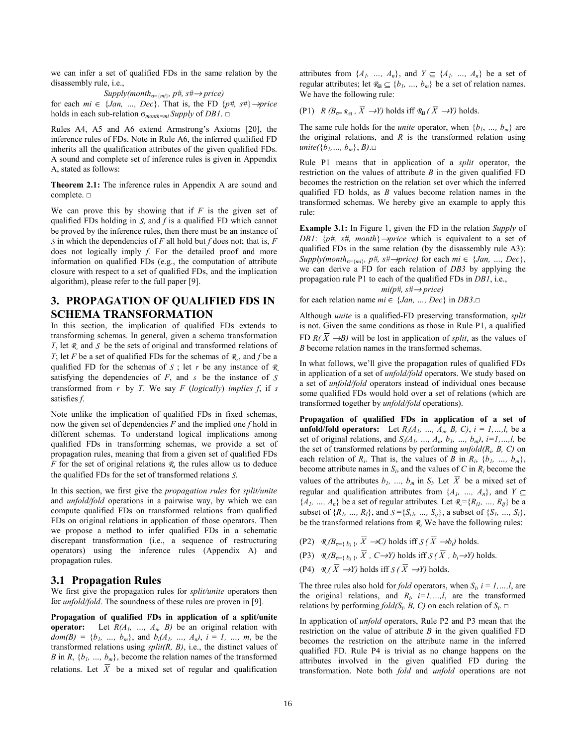we can infer a set of qualified FDs in the same relation by the disassembly rule, i.e.,

$$Supply(month_{\sigma=\{mi\}}, p\#, s\# \rightarrow price)$$

for each $mi \in \{Jan, \ldots, Dec\}$. That is, the FD $\{p\#, s\#\} \rightarrow price$ holds in each sub-relation $\sigma_{month=mi} Supply$ of *DB1*. □

Rules A4, A5 and A6 extend Armstrong's Axioms [20], the inference rules of FDs. Note in Rule A6, the inferred qualified FD inherits all the qualification attributes of the given qualified FDs. A sound and complete set of inference rules is given in Appendix A, stated as follows:

**Theorem 2.1:** The inference rules in Appendix A are sound and complete. □

We can prove this by showing that if $F$ is the given set of qualified FDs holding in $\mathcal{S}$, and $f$ is a qualified FD which cannot be proved by the inference rules, then there must be an instance of $\mathcal{S}$ in which the dependencies of $F$ all hold but $f$ does not; that is, $F$ does not logically imply $f$. For the detailed proof and more information on qualified FDs (e.g., the computation of attribute closure with respect to a set of qualified FDs, and the implication algorithm), please refer to the full paper [9].

## 3. PROPAGATION OF QUALIFIED FDS IN SCHEMA TRANSFORMATION

In this section, the implication of qualified FDs extends to transforming schemas. In general, given a schema transformation $T$, let $\mathcal{R}$ and $\mathcal{S}$ be the sets of original and transformed relations of $T$; let $F$ be a set of qualified FDs for the schemas of $\mathcal{R}$, and $f$ be a qualified FD for the schemas of $\mathcal{S}$; let $r$ be any instance of $\mathcal{R}$ satisfying the dependencies of $F$, and $s$ be the instance of $\mathcal{S}$ transformed from $r$ by $T$. We say $F$ (*logically*) *implies* $f$, if $s$ satisfies $f$.

Note unlike the implication of qualified FDs in fixed schemas, now the given set of dependencies $F$ and the implied one $f$ hold in different schemas. To understand logical implications among qualified FDs in transforming schemas, we provide a set of propagation rules, meaning that from a given set of qualified FDs $F$ for the set of original relations $\mathcal{R}$, the rules allow us to deduce the qualified FDs for the set of transformed relations $\mathcal{S}$.

In this section, we first give the *propagation rules* for *split/unite* and *unfold/fold* operations in a pairwise way, by which we can compute qualified FDs on transformed relations from qualified FDs on original relations in application of those operators. Then we propose a method to infer qualified FDs in a schematic discrepant transformation (i.e., a sequence of restructuring operators) using the inference rules (Appendix A) and propagation rules.

### 3.1 Propagation Rules

We first give the propagation rules for *split/unite* operators then for *unfold/fold*. The soundness of these rules are proven in [9].

**Propagation of qualified FDs in application of a split/unite operator:** Let $R(A_1, \ldots, A_n, B)$ be an original relation with $dom(B) = \{b_1, \ldots, b_m\}$, and $b_i(A_1, \ldots, A_n)$, $i = 1, \ldots, m$, be the transformed relations using $split(R, B)$, i.e., the distinct values of $B$ in $R$, $\{b_1, \ldots, b_m\}$, become the relation names of the transformed relations. Let $\overline{X}$ be a mixed set of regular and qualification attributes from $\{A_1, \ldots, A_n\}$, and $Y \subseteq \{A_1, \ldots, A_n\}$ be a set of regular attributes; let $\mathcal{R}_B \subseteq \{b_1, \ldots, b_m\}$ be a set of relation names. We have the following rule:

(P1) $R\ (B_{\sigma=\mathcal{R}_B}, \overline{X} \rightarrow Y)$ holds iff $\mathcal{R}_B\,(\overline{X} \rightarrow Y)$ holds.

The same rule holds for the *unite* operator, when $\{b_1, \ldots, b_m\}$ are the original relations, and $R$ is the transformed relation using *unite*$(\{b_1, \ldots, b_m\}, B)$.□

Rule P1 means that in application of a *split* operator, the restriction on the values of attribute $B$ in the given qualified FD becomes the restriction on the relation set over which the inferred qualified FD holds, as $B$ values become relation names in the transformed schemas. We hereby give an example to apply this rule:

**Example 3.1:** In Figure 1, given the FD in the relation *Supply* of *DB1*: $\{p\#, s\#, month\} \rightarrow price$ which is equivalent to a set of qualified FDs in the same relation (by the disassembly rule A3): $Supply(month_{\sigma=\{mi\}}, p\#, s\# \rightarrow price)$ for each $mi \in \{Jan, \ldots, Dec\}$, we can derive a FD for each relation of *DB3* by applying the propagation rule P1 to each of the qualified FDs in *DB1*, i.e.,

$$mi(p\#, s\# \rightarrow price)$$

for each relation name $mi \in \{Jan, \ldots, Dec\}$ in *DB3*.□

Although *unite* is a qualified-FD preserving transformation, *split* is not. Given the same conditions as those in Rule P1, a qualified FD $R(\overline{X} \rightarrow B)$ will be lost in application of *split*, as the values of $B$ become relation names in the transformed schemas.

In what follows, we'll give the propagation rules of qualified FDs in application of a set of *unfold/fold* operators. We study based on a set of *unfold/fold* operators instead of individual ones because some qualified FDs would hold over a set of relations (which are transformed together by *unfold/fold* operations).

**Propagation of qualified FDs in application of a set of unfold/fold operators:** Let $R_i(A_1, \ldots, A_n, B, C)$, $i = 1,\ldots,l$, be a set of original relations, and $S_i(A_1, \ldots, A_n, b_1, \ldots, b_m)$, $i=1,\ldots,l$, be the set of transformed relations by performing $unfold(R_i, B, C)$ on each relation of $R_i$. That is, the values of $B$ in $R_i$, $\{b_1, \ldots, b_m\}$, become attribute names in $S_i$, and the values of $C$ in $R_i$ become the values of the attributes $b_1, \ldots, b_m$ in $S_i$. Let $\overline{X}$ be a mixed set of regular and qualification attributes from $\{A_1, \ldots, A_n\}$, and $Y \subseteq \{A_1, \ldots, A_n\}$ be a set of regular attributes. Let $\mathcal{R}_s=\{R_{i1}, \ldots, R_{ij}\}$ be a subset of $\{R_1, \ldots, R_l\}$, and $\mathcal{S}=\{S_{i1}, \ldots, S_{ij}\}$, a subset of $\{S_1, \ldots, S_l\}$, be the transformed relations from $\mathcal{R}_s$. We have the following rules:

(P2) $\mathcal{R}_s(B_{\sigma=\{b_i\}}, \overline{X} \rightarrow C)$ holds iff $\mathcal{S}\,(\overline{X} \rightarrow b_i)$ holds.

(P3) $\mathcal{R}_s(B_{\sigma=\{b_i\}}, \overline{X}, C \rightarrow Y)$ holds iff $\mathcal{S}\,(\overline{X}, b_i \rightarrow Y)$ holds.

(P4) $\mathcal{R}_s(\overline{X} \rightarrow Y)$ holds iff $\mathcal{S}\,(\overline{X} \rightarrow Y)$ holds.

The three rules also hold for *fold* operators, when $S_i$, $i = 1,\ldots,l$, are the original relations, and $R_i$, $i=1,\ldots,l$, are the transformed relations by performing $fold(S_i, B, C)$ on each relation of $S_i$. □

In application of *unfold* operators, Rule P2 and P3 mean that the restriction on the value of attribute $B$ in the given qualified FD becomes the restriction on the attribute name in the inferred qualified FD. Rule P4 is trivial as no change happens on the attributes involved in the given qualified FD during the transformation. Note both *fold* and *unfold* operations are not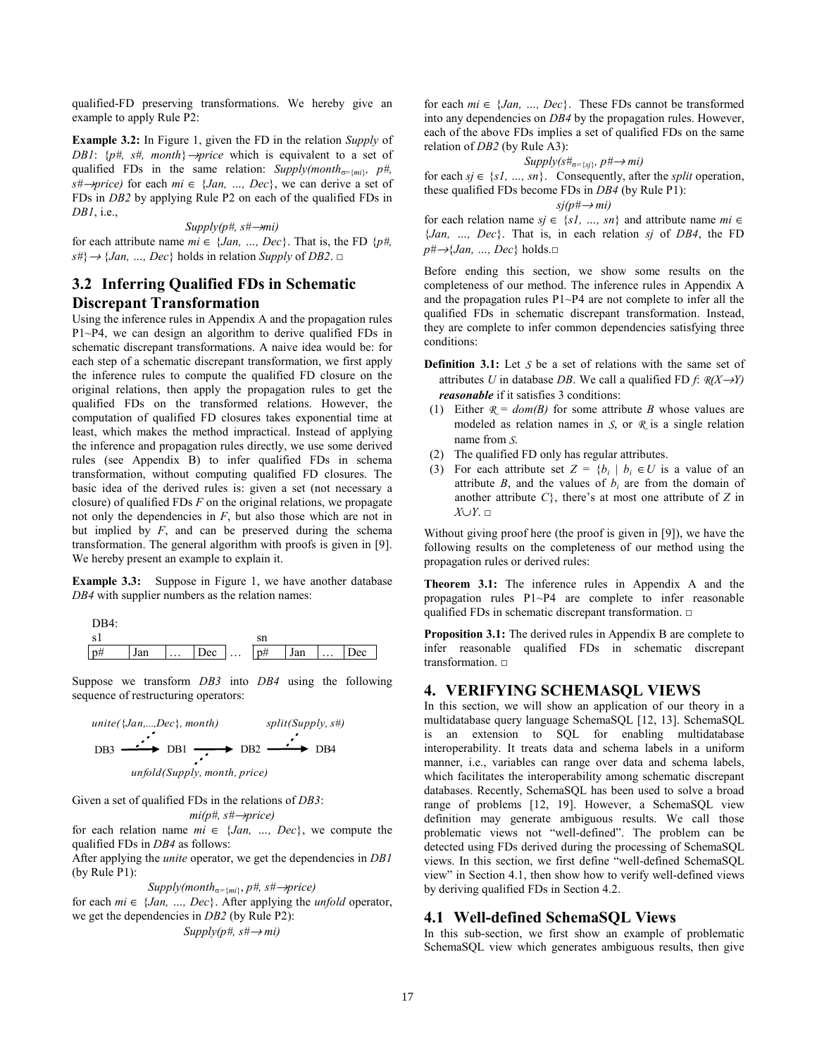qualified-FD preserving transformations. We hereby give an example to apply Rule P2:

**Example 3.2:** In Figure 1, given the FD in the relation *Supply* of *DB1*: $\{p\#, s\#, month\} \rightarrow price$ which is equivalent to a set of qualified FDs in the same relation: $Supply(month_{\sigma=\{mi\}}, p\#, s\# \rightarrow price)$ for each $mi \in \{Jan, ..., Dec\}$, we can derive a set of FDs in *DB2* by applying Rule P2 on each of the qualified FDs in *DB1*, i.e.,

$$Supply(p\#, s\# \rightarrow mi)$$

for each attribute name $mi \in \{Jan, ..., Dec\}$. That is, the FD $\{p\#, s\#\} \rightarrow \{Jan, ..., Dec\}$ holds in relation *Supply* of *DB2*. □

## 3.2 Inferring Qualified FDs in Schematic Discrepant Transformation

Using the inference rules in Appendix A and the propagation rules P1~P4, we can design an algorithm to derive qualified FDs in schematic discrepant transformations. A naive idea would be: for each step of a schematic discrepant transformation, we first apply the inference rules to compute the qualified FD closure on the original relations, then apply the propagation rules to get the qualified FDs on the transformed relations. However, the computation of qualified FD closures takes exponential time at least, which makes the method impractical. Instead of applying the inference and propagation rules directly, we use some derived rules (see Appendix B) to infer qualified FDs in schema transformation, without computing qualified FD closures. The basic idea of the derived rules is: given a set (not necessary a closure) of qualified FDs *F* on the original relations, we propagate not only the dependencies in *F*, but also those which are not in but implied by *F*, and can be preserved during the schema transformation. The general algorithm with proofs is given in [9]. We hereby present an example to explain it.

**Example 3.3:** Suppose in Figure 1, we have another database *DB4* with supplier numbers as the relation names:

DB4:

s1

| p# | Jan | … | Dec |
|---|---|---|---|

…

sn

| p# | Jan | … | Dec |
|---|---|---|---|

Suppose we transform *DB3* into *DB4* using the following sequence of restructuring operators:

DB3 —*unite*({*Jan,...,Dec*}, *month*)→ DB1 —*unfold*(*Supply, month, price*)→ DB2 —*split*(*Supply, s#*)→ DB4

Given a set of qualified FDs in the relations of *DB3*:

$$mi(p\#, s\# \rightarrow price)$$

for each relation name $mi \in \{Jan, ..., Dec\}$, we compute the qualified FDs in *DB4* as follows:

After applying the *unite* operator, we get the dependencies in *DB1* (by Rule P1):

$$Supply(month_{\sigma=\{mi\}}, p\#, s\# \rightarrow price)$$

for each $mi \in \{Jan, ..., Dec\}$. After applying the *unfold* operator, we get the dependencies in *DB2* (by Rule P2):

$$Supply(p\#, s\# \rightarrow mi)$$

for each $mi \in \{Jan, ..., Dec\}$. These FDs cannot be transformed into any dependencies on *DB4* by the propagation rules. However, each of the above FDs implies a set of qualified FDs on the same relation of *DB2* (by Rule A3):

$$Supply(s\#_{\sigma=\{sj\}}, p\# \rightarrow mi)$$

for each $sj \in \{s1, ..., sn\}$. Consequently, after the *split* operation, these qualified FDs become FDs in *DB4* (by Rule P1):

$$sj(p\# \rightarrow mi)$$

for each relation name $sj \in \{s1, ..., sn\}$ and attribute name $mi \in \{Jan, ..., Dec\}$. That is, in each relation *sj* of *DB4*, the FD $p\# \rightarrow \{Jan, ..., Dec\}$ holds.□

Before ending this section, we show some results on the completeness of our method. The inference rules in Appendix A and the propagation rules P1~P4 are not complete to infer all the qualified FDs in schematic discrepant transformation. Instead, they are complete to infer common dependencies satisfying three conditions:

**Definition 3.1:** Let $\mathcal{S}$ be a set of relations with the same set of attributes *U* in database *DB*. We call a qualified FD *f*: $\mathcal{R}(X \rightarrow Y)$ ***reasonable*** if it satisfies 3 conditions:

1. Either $\mathcal{R} = dom(B)$ for some attribute *B* whose values are modeled as relation names in $\mathcal{S}$, or $\mathcal{R}$ is a single relation name from $\mathcal{S}$.
2. The qualified FD only has regular attributes.
3. For each attribute set $Z = \{b_i \mid b_i \in U$ is a value of an attribute *B*, and the values of $b_i$ are from the domain of another attribute $C\}$, there's at most one attribute of *Z* in $X \cup Y$. □

Without giving proof here (the proof is given in [9]), we have the following results on the completeness of our method using the propagation rules or derived rules:

**Theorem 3.1:** The inference rules in Appendix A and the propagation rules P1~P4 are complete to infer reasonable qualified FDs in schematic discrepant transformation. □

**Proposition 3.1:** The derived rules in Appendix B are complete to infer reasonable qualified FDs in schematic discrepant transformation. □

# 4. VERIFYING SCHEMASQL VIEWS

In this section, we will show an application of our theory in a multidatabase query language SchemaSQL [12, 13]. SchemaSQL is an extension to SQL for enabling multidatabase interoperability. It treats data and schema labels in a uniform manner, i.e., variables can range over data and schema labels, which facilitates the interoperability among schematic discrepant databases. Recently, SchemaSQL has been used to solve a broad range of problems [12, 19]. However, a SchemaSQL view definition may generate ambiguous results. We call those problematic views not "well-defined". The problem can be detected using FDs derived during the processing of SchemaSQL views. In this section, we first define "well-defined SchemaSQL view" in Section 4.1, then show how to verify well-defined views by deriving qualified FDs in Section 4.2.

## 4.1 Well-defined SchemaSQL Views

In this sub-section, we first show an example of problematic SchemaSQL view which generates ambiguous results, then give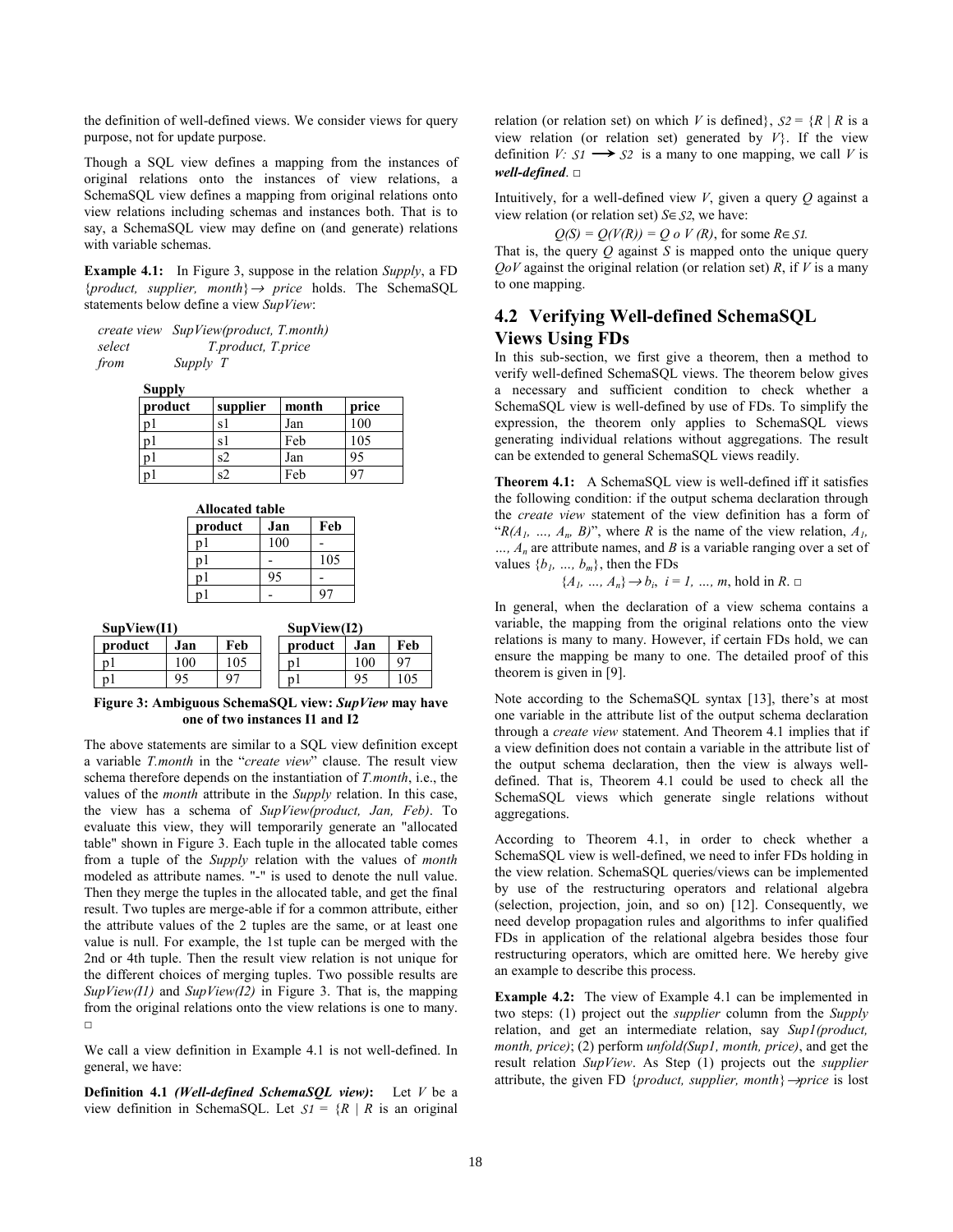the definition of well-defined views. We consider views for query purpose, not for update purpose.

Though a SQL view defines a mapping from the instances of original relations onto the instances of view relations, a SchemaSQL view defines a mapping from original relations onto view relations including schemas and instances both. That is to say, a SchemaSQL view may define on (and generate) relations with variable schemas.

**Example 4.1:** In Figure 3, suppose in the relation *Supply*, a FD {*product, supplier, month*} → *price* holds. The SchemaSQL statements below define a view *SupView*:

```
create view   SupView(product, T.month)
select        T.product, T.price
from          Supply  T
```

**Supply**

| product | supplier | month | price |
|---|---|---|---|
| p1 | s1 | Jan | 100 |
| p1 | s1 | Feb | 105 |
| p1 | s2 | Jan | 95 |
| p1 | s2 | Feb | 97 |

**Allocated table**

| product | Jan | Feb |
|---|---|---|
| p1 | 100 | - |
| p1 | - | 105 |
| p1 | 95 | - |
| p1 | - | 97 |

**SupView(I1)**

| product | Jan | Feb |
|---|---|---|
| p1 | 100 | 105 |
| p1 | 95 | 97 |

**SupView(I2)**

| product | Jan | Feb |
|---|---|---|
| p1 | 100 | 97 |
| p1 | 95 | 105 |

**Figure 3: Ambiguous SchemaSQL view: *SupView* may have one of two instances I1 and I2**

The above statements are similar to a SQL view definition except a variable *T.month* in the "*create view*" clause. The result view schema therefore depends on the instantiation of *T.month*, i.e., the values of the *month* attribute in the *Supply* relation. In this case, the view has a schema of *SupView(product, Jan, Feb)*. To evaluate this view, they will temporarily generate an "allocated table" shown in Figure 3. Each tuple in the allocated table comes from a tuple of the *Supply* relation with the values of *month* modeled as attribute names. "-" is used to denote the null value. Then they merge the tuples in the allocated table, and get the final result. Two tuples are merge-able if for a common attribute, either the attribute values of the 2 tuples are the same, or at least one value is null. For example, the 1st tuple can be merged with the 2nd or 4th tuple. Then the result view relation is not unique for the different choices of merging tuples. Two possible results are *SupView(I1)* and *SupView(I2)* in Figure 3. That is, the mapping from the original relations onto the view relations is one to many. □

We call a view definition in Example 4.1 is not well-defined. In general, we have:

**Definition 4.1** ***(Well-defined SchemaSQL view)*:** Let $V$ be a view definition in SchemaSQL. Let $\mathcal{S}1 = \{R \mid R$ is an original relation (or relation set) on which $V$ is defined$\}$, $\mathcal{S}2 = \{R \mid R$ is a view relation (or relation set) generated by $V\}$. If the view definition $V\!: \mathcal{S}1 \longrightarrow \mathcal{S}2$ is a many to one mapping, we call $V$ is ***well-defined***. □

Intuitively, for a well-defined view $V$, given a query $Q$ against a view relation (or relation set) $S \in \mathcal{S}2$, we have:

$$Q(S) = Q(V(R)) = Q \circ V(R), \text{ for some } R \in \mathcal{S}1.$$

That is, the query $Q$ against $S$ is mapped onto the unique query $Q \circ V$ against the original relation (or relation set) $R$, if $V$ is a many to one mapping.

## 4.2 Verifying Well-defined SchemaSQL Views Using FDs

In this sub-section, we first give a theorem, then a method to verify well-defined SchemaSQL views. The theorem below gives a necessary and sufficient condition to check whether a SchemaSQL view is well-defined by use of FDs. To simplify the expression, the theorem only applies to SchemaSQL views generating individual relations without aggregations. The result can be extended to general SchemaSQL views readily.

**Theorem 4.1:** A SchemaSQL view is well-defined iff it satisfies the following condition: if the output schema declaration through the *create view* statement of the view definition has a form of "$R(A_1, \ldots, A_n, B)$", where $R$ is the name of the view relation, $A_1, \ldots, A_n$ are attribute names, and $B$ is a variable ranging over a set of values $\{b_1, \ldots, b_m\}$, then the FDs

$$\{A_1, \ldots, A_n\} \rightarrow b_i,\ i = 1, \ldots, m, \text{ hold in } R. \ \square$$

In general, when the declaration of a view schema contains a variable, the mapping from the original relations onto the view relations is many to many. However, if certain FDs hold, we can ensure the mapping be many to one. The detailed proof of this theorem is given in [9].

Note according to the SchemaSQL syntax [13], there's at most one variable in the attribute list of the output schema declaration through a *create view* statement. And Theorem 4.1 implies that if a view definition does not contain a variable in the attribute list of the output schema declaration, then the view is always well-defined. That is, Theorem 4.1 could be used to check all the SchemaSQL views which generate single relations without aggregations.

According to Theorem 4.1, in order to check whether a SchemaSQL view is well-defined, we need to infer FDs holding in the view relation. SchemaSQL queries/views can be implemented by use of the restructuring operators and relational algebra (selection, projection, join, and so on) [12]. Consequently, we need develop propagation rules and algorithms to infer qualified FDs in application of the relational algebra besides those four restructuring operators, which are omitted here. We hereby give an example to describe this process.

**Example 4.2:** The view of Example 4.1 can be implemented in two steps: (1) project out the *supplier* column from the *Supply* relation, and get an intermediate relation, say *Sup1(product, month, price)*; (2) perform *unfold(Sup1, month, price)*, and get the result relation *SupView*. As Step (1) projects out the *supplier* attribute, the given FD {*product, supplier, month*}→*price* is lost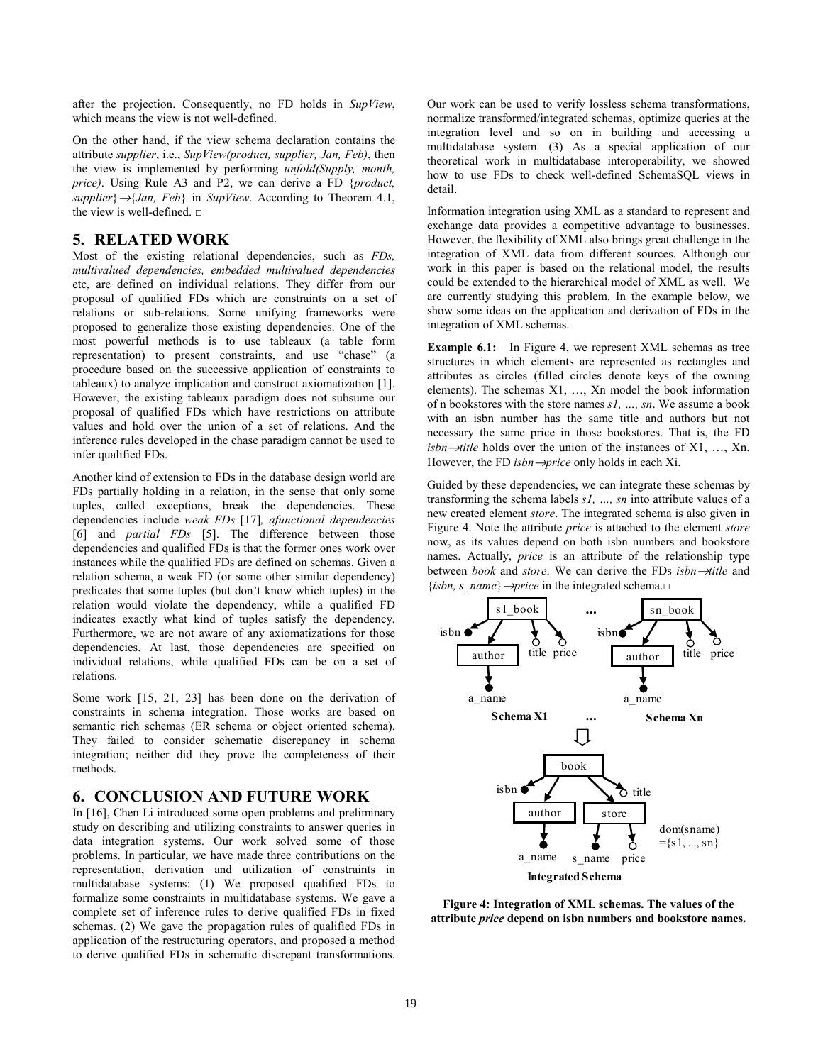after the projection. Consequently, no FD holds in *SupView*, which means the view is not well-defined.

On the other hand, if the view schema declaration contains the attribute *supplier*, i.e., *SupView(product, supplier, Jan, Feb)*, then the view is implemented by performing *unfold(Supply, month, price)*. Using Rule A3 and P2, we can derive a FD {*product, supplier*}→{*Jan, Feb*} in *SupView*. According to Theorem 4.1, the view is well-defined. □

## 5. RELATED WORK

Most of the existing relational dependencies, such as *FDs, multivalued dependencies, embedded multivalued dependencies* etc, are defined on individual relations. They differ from our proposal of qualified FDs which are constraints on a set of relations or sub-relations. Some unifying frameworks were proposed to generalize those existing dependencies. One of the most powerful methods is to use tableaux (a table form representation) to present constraints, and use "chase" (a procedure based on the successive application of constraints to tableaux) to analyze implication and construct axiomatization [1]. However, the existing tableaux paradigm does not subsume our proposal of qualified FDs which have restrictions on attribute values and hold over the union of a set of relations. And the inference rules developed in the chase paradigm cannot be used to infer qualified FDs.

Another kind of extension to FDs in the database design world are FDs partially holding in a relation, in the sense that only some tuples, called exceptions, break the dependencies. These dependencies include *weak FDs* [17], *afunctional dependencies* [6] and *partial FDs* [5]. The difference between those dependencies and qualified FDs is that the former ones work over instances while the qualified FDs are defined on schemas. Given a relation schema, a weak FD (or some other similar dependency) predicates that some tuples (but don't know which tuples) in the relation would violate the dependency, while a qualified FD indicates exactly what kind of tuples satisfy the dependency. Furthermore, we are not aware of any axiomatizations for those dependencies. At last, those dependencies are specified on individual relations, while qualified FDs can be on a set of relations.

Some work [15, 21, 23] has been done on the derivation of constraints in schema integration. Those works are based on semantic rich schemas (ER schema or object oriented schema). They failed to consider schematic discrepancy in schema integration; neither did they prove the completeness of their methods.

## 6. CONCLUSION AND FUTURE WORK

In [16], Chen Li introduced some open problems and preliminary study on describing and utilizing constraints to answer queries in data integration systems. Our work solved some of those problems. In particular, we have made three contributions on the representation, derivation and utilization of constraints in multidatabase systems: (1) We proposed qualified FDs to formalize some constraints in multidatabase systems. We gave a complete set of inference rules to derive qualified FDs in fixed schemas. (2) We gave the propagation rules of qualified FDs in application of the restructuring operators, and proposed a method to derive qualified FDs in schematic discrepant transformations. Our work can be used to verify lossless schema transformations, normalize transformed/integrated schemas, optimize queries at the integration level and so on in building and accessing a multidatabase system. (3) As a special application of our theoretical work in multidatabase interoperability, we showed how to use FDs to check well-defined SchemaSQL views in detail.

Information integration using XML as a standard to represent and exchange data provides a competitive advantage to businesses. However, the flexibility of XML also brings great challenge in the integration of XML data from different sources. Although our work in this paper is based on the relational model, the results could be extended to the hierarchical model of XML as well. We are currently studying this problem. In the example below, we show some ideas on the application and derivation of FDs in the integration of XML schemas.

**Example 6.1:** In Figure 4, we represent XML schemas as tree structures in which elements are represented as rectangles and attributes as circles (filled circles denote keys of the owning elements). The schemas X1, …, Xn model the book information of n bookstores with the store names *s1, …, sn*. We assume a book with an isbn number has the same title and authors but not necessary the same price in those bookstores. That is, the FD *isbn*→*title* holds over the union of the instances of X1, …, Xn. However, the FD *isbn*→*price* only holds in each Xi.

Guided by these dependencies, we can integrate these schemas by transforming the schema labels *s1, …, sn* into attribute values of a new created element *store*. The integrated schema is also given in Figure 4. Note the attribute *price* is attached to the element *store* now, as its values depend on both isbn numbers and bookstore names. Actually, *price* is an attribute of the relationship type between *book* and *store*. We can derive the FDs *isbn*→*title* and {*isbn, s_name*}→*price* in the integrated schema.□

s1_book
isbn
author
title price
a_name
Schema X1
...
sn_book
isbn
author
title price
a_name
Schema Xn
book
isbn
title
author
store
dom(sname) ={s1, ..., sn}
a_name
s_name
price
Integrated Schema

**Figure 4: Integration of XML schemas. The values of the attribute *price* depend on isbn numbers and bookstore names.**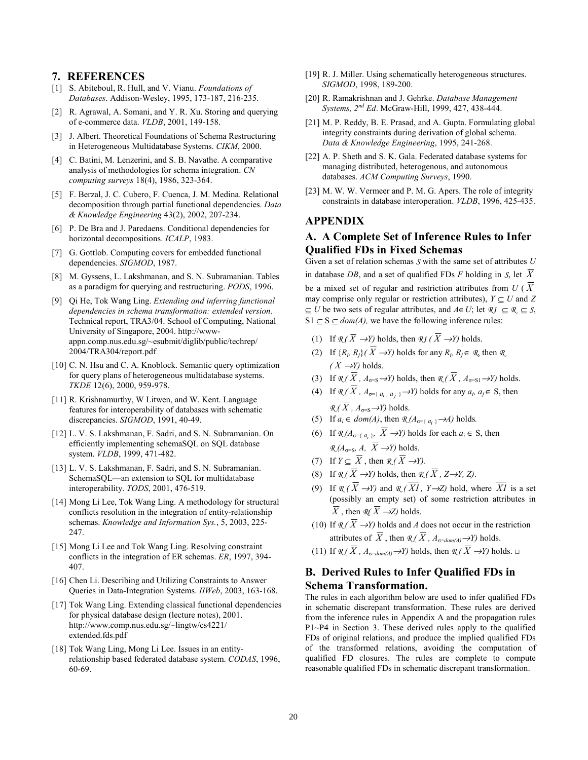## 7. REFERENCES

[1] S. Abiteboul, R. Hull, and V. Vianu. *Foundations of Databases*. Addison-Wesley, 1995, 173-187, 216-235.

[2] R. Agrawal, A. Somani, and Y. R. Xu. Storing and querying of e-commerce data. *VLDB*, 2001, 149-158.

[3] J. Albert. Theoretical Foundations of Schema Restructuring in Heterogeneous Multidatabase Systems. *CIKM*, 2000.

[4] C. Batini, M. Lenzerini, and S. B. Navathe. A comparative analysis of methodologies for schema integration. *CN computing surveys* 18(4), 1986, 323-364.

[5] F. Berzal, J. C. Cubero, F. Cuenca, J. M. Medina. Relational decomposition through partial functional dependencies. *Data & Knowledge Engineering* 43(2), 2002, 207-234.

[6] P. De Bra and J. Paredaens. Conditional dependencies for horizontal decompositions. *ICALP*, 1983.

[7] G. Gottlob. Computing covers for embedded functional dependencies. *SIGMOD*, 1987.

[8] M. Gyssens, L. Lakshmanan, and S. N. Subramanian. Tables as a paradigm for querying and restructuring. *PODS*, 1996.

[9] Qi He, Tok Wang Ling. *Extending and inferring functional dependencies in schema transformation: extended version.* Technical report, TRA3/04. School of Computing, National University of Singapore, 2004. http://www-appn.comp.nus.edu.sg/~esubmit/diglib/public/techrep/2004/TRA304/report.pdf

[10] C. N. Hsu and C. A. Knoblock. Semantic query optimization for query plans of heterogeneous multidatabase systems. *TKDE* 12(6), 2000, 959-978.

[11] R. Krishnamurthy, W Litwen, and W. Kent. Language features for interoperability of databases with schematic discrepancies. *SIGMOD*, 1991, 40-49.

[12] L. V. S. Lakshmanan, F. Sadri, and S. N. Subramanian. On efficiently implementing schemaSQL on SQL database system. *VLDB*, 1999, 471-482.

[13] L. V. S. Lakshmanan, F. Sadri, and S. N. Subramanian. SchemaSQL—an extension to SQL for multidatabase interoperability. *TODS*, 2001, 476-519.

[14] Mong Li Lee, Tok Wang Ling. A methodology for structural conflicts resolution in the integration of entity-relationship schemas. *Knowledge and Information Sys.*, 5, 2003, 225-247.

[15] Mong Li Lee and Tok Wang Ling. Resolving constraint conflicts in the integration of ER schemas. *ER*, 1997, 394-407.

[16] Chen Li. Describing and Utilizing Constraints to Answer Queries in Data-Integration Systems. *IIWeb*, 2003, 163-168.

[17] Tok Wang Ling. Extending classical functional dependencies for physical database design (lecture notes), 2001. http://www.comp.nus.edu.sg/~lingtw/cs4221/extended.fds.pdf

[18] Tok Wang Ling, Mong Li Lee. Issues in an entity-relationship based federated database system. *CODAS*, 1996, 60-69.

[19] R. J. Miller. Using schematically heterogeneous structures. *SIGMOD*, 1998, 189-200.

[20] R. Ramakrishnan and J. Gehrke. *Database Management Systems, 2nd Ed*. McGraw-Hill, 1999, 427, 438-444.

[21] M. P. Reddy, B. E. Prasad, and A. Gupta. Formulating global integrity constraints during derivation of global schema. *Data & Knowledge Engineering*, 1995, 241-268.

[22] A. P. Sheth and S. K. Gala. Federated database systems for managing distributed, heterogenous, and autonomous databases. *ACM Computing Surveys*, 1990.

[23] M. W. W. Vermeer and P. M. G. Apers. The role of integrity constraints in database interoperation. *VLDB*, 1996, 425-435.

## APPENDIX

### A. A Complete Set of Inference Rules to Infer Qualified FDs in Fixed Schemas

Given a set of relation schemas $\mathcal{S}$ with the same set of attributes $U$ in database $DB$, and a set of qualified FDs $F$ holding in $\mathcal{S}$, let $\overline{X}$ be a mixed set of regular and restriction attributes from $U$ ($\overline{X}$ may comprise only regular or restriction attributes), $Y \subseteq U$ and $Z \subseteq U$ be two sets of regular attributes, and $A \in U$; let $\mathcal{R}1 \subseteq \mathcal{R} \subseteq \mathcal{S}$, $S1 \subseteq S \subseteq dom(A)$, we have the following inference rules:

(1) If $\mathcal{R}(\overline{X} \rightarrow Y)$ holds, then $\mathcal{R}1(\overline{X} \rightarrow Y)$ holds.

(2) If $\{R_i, R_j\}(\overline{X} \rightarrow Y)$ holds for any $R_i, R_j \in \mathcal{R}$, then $\mathcal{R}(\overline{X} \rightarrow Y)$ holds.

(3) If $\mathcal{R}(\overline{X}, A_{\sigma=S} \rightarrow Y)$ holds, then $\mathcal{R}(\overline{X}, A_{\sigma=S1} \rightarrow Y)$ holds.

(4) If $\mathcal{R}(\overline{X}, A_{\sigma=\{a_i, a_j\}} \rightarrow Y)$ holds for any $a_i, a_j \in S$, then $\mathcal{R}(\overline{X}, A_{\sigma=S} \rightarrow Y)$ holds.

(5) If $a_i \in dom(A)$, then $\mathcal{R}(A_{\sigma=\{a_i\}} \rightarrow A)$ holds.

(6) If $\mathcal{R}(A_{\sigma=\{a_i\}}, \overline{X} \rightarrow Y)$ holds for each $a_i \in S$, then $\mathcal{R}(A_{\sigma=S}, A, \overline{X} \rightarrow Y)$ holds.

(7) If $Y \subseteq \overline{X}$, then $\mathcal{R}(\overline{X} \rightarrow Y)$.

(8) If $\mathcal{R}(\overline{X} \rightarrow Y)$ holds, then $\mathcal{R}(\overline{X}, Z \rightarrow Y, Z)$.

(9) If $\mathcal{R}(\overline{X} \rightarrow Y)$ and $\mathcal{R}(\overline{X1}, Y \rightarrow Z)$ hold, where $\overline{X1}$ is a set (possibly an empty set) of some restriction attributes in $\overline{X}$, then $\mathcal{R}(\overline{X} \rightarrow Z)$ holds.

(10) If $\mathcal{R}(\overline{X} \rightarrow Y)$ holds and $A$ does not occur in the restriction attributes of $\overline{X}$, then $\mathcal{R}(\overline{X}, A_{\sigma=dom(A)} \rightarrow Y)$ holds.

(11) If $\mathcal{R}(\overline{X}, A_{\sigma=dom(A)} \rightarrow Y)$ holds, then $\mathcal{R}(\overline{X} \rightarrow Y)$ holds. □

### B. Derived Rules to Infer Qualified FDs in Schema Transformation.

The rules in each algorithm below are used to infer qualified FDs in schematic discrepant transformation. These rules are derived from the inference rules in Appendix A and the propagation rules P1~P4 in Section 3. These derived rules apply to the qualified FDs of original relations, and produce the implied qualified FDs of the transformed relations, avoiding the computation of qualified FD closures. The rules are complete to compute reasonable qualified FDs in schematic discrepant transformation.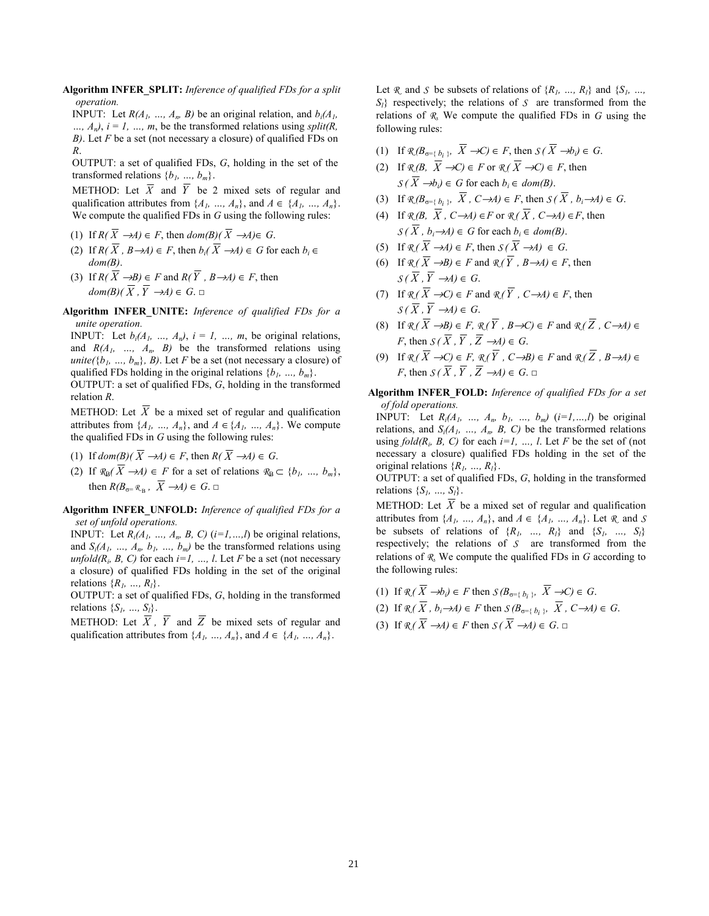**Algorithm INFER_SPLIT:** *Inference of qualified FDs for a split operation.*

INPUT: Let $R(A_1, \ldots, A_n, B)$ be an original relation, and $b_i(A_1, \ldots, A_n)$, $i = 1, \ldots, m$, be the transformed relations using *split(R, B)*. Let $F$ be a set (not necessary a closure) of qualified FDs on $R$.

OUTPUT: a set of qualified FDs, $G$, holding in the set of the transformed relations $\{b_1, \ldots, b_m\}$.

METHOD: Let $\overline{X}$ and $\overline{Y}$ be 2 mixed sets of regular and qualification attributes from $\{A_1, \ldots, A_n\}$, and $A \in \{A_1, \ldots, A_n\}$. We compute the qualified FDs in $G$ using the following rules:

(1) If $R(\overline{X} \to A) \in F$, then $dom(B)(\overline{X} \to A) \in G$.

(2) If $R(\overline{X}, B \to A) \in F$, then $b_i(\overline{X} \to A) \in G$ for each $b_i \in dom(B)$.

(3) If $R(\overline{X} \to B) \in F$ and $R(\overline{Y}, B \to A) \in F$, then $dom(B)(\overline{X}, \overline{Y} \to A) \in G$. □

**Algorithm INFER_UNITE:** *Inference of qualified FDs for a unite operation.*

INPUT: Let $b_i(A_1, \ldots, A_n)$, $i = 1, \ldots, m$, be original relations, and $R(A_1, \ldots, A_n, B)$ be the transformed relations using *unite*($\{b_1, \ldots, b_m\}$, $B$). Let $F$ be a set (not necessary a closure) of qualified FDs holding in the original relations $\{b_1, \ldots, b_m\}$.

OUTPUT: a set of qualified FDs, $G$, holding in the transformed relation $R$.

METHOD: Let $\overline{X}$ be a mixed set of regular and qualification attributes from $\{A_1, \ldots, A_n\}$, and $A \in \{A_1, \ldots, A_n\}$. We compute the qualified FDs in $G$ using the following rules:

(1) If $dom(B)(\overline{X} \to A) \in F$, then $R(\overline{X} \to A) \in G$.

(2) If $\mathcal{R}_B(\overline{X} \to A) \in F$ for a set of relations $\mathcal{R}_B \subset \{b_1, \ldots, b_m\}$, then $R(B_{\sigma=\mathcal{R}_B}, \overline{X} \to A) \in G$. □

**Algorithm INFER_UNFOLD:** *Inference of qualified FDs for a set of unfold operations.*

INPUT: Let $R_i(A_1, \ldots, A_n, B, C)$ $(i=1,\ldots,l)$ be original relations, and $S_i(A_1, \ldots, A_n, b_1, \ldots, b_m)$ be the transformed relations using *unfold*($R_i$, $B$, $C$) for each $i=1, \ldots, l$. Let $F$ be a set (not necessary a closure) of qualified FDs holding in the set of the original relations $\{R_1, \ldots, R_l\}$.

OUTPUT: a set of qualified FDs, $G$, holding in the transformed relations $\{S_1, \ldots, S_l\}$.

METHOD: Let $\overline{X}$, $\overline{Y}$ and $\overline{Z}$ be mixed sets of regular and qualification attributes from $\{A_1, \ldots, A_n\}$, and $A \in \{A_1, \ldots, A_n\}$.

Let $\mathcal{R}$ and $\mathcal{S}$ be subsets of relations of $\{R_1, \ldots, R_l\}$ and $\{S_1, \ldots, S_l\}$ respectively; the relations of $\mathcal{S}$ are transformed from the relations of $\mathcal{R}$. We compute the qualified FDs in $G$ using the following rules:

(1) If $\mathcal{R}(B_{\sigma=\{b_i\}}, \overline{X} \to C) \in F$, then $\mathcal{S}(\overline{X} \to b_i) \in G$.

(2) If $\mathcal{R}(B, \overline{X} \to C) \in F$ or $\mathcal{R}(\overline{X} \to C) \in F$, then $\mathcal{S}(\overline{X} \to b_i) \in G$ for each $b_i \in dom(B)$.

(3) If $\mathcal{R}(B_{\sigma=\{b_i\}}, \overline{X}, C \to A) \in F$, then $\mathcal{S}(\overline{X}, b_i \to A) \in G$.

(4) If $\mathcal{R}(B, \overline{X}, C \to A) \in F$ or $\mathcal{R}(\overline{X}, C \to A) \in F$, then $\mathcal{S}(\overline{X}, b_i \to A) \in G$ for each $b_i \in dom(B)$.

(5) If $\mathcal{R}(\overline{X} \to A) \in F$, then $\mathcal{S}(\overline{X} \to A) \in G$.

(6) If $\mathcal{R}(\overline{X} \to B) \in F$ and $\mathcal{R}(\overline{Y}, B \to A) \in F$, then $\mathcal{S}(\overline{X}, \overline{Y} \to A) \in G$.

(7) If $\mathcal{R}(\overline{X} \to C) \in F$ and $\mathcal{R}(\overline{Y}, C \to A) \in F$, then $\mathcal{S}(\overline{X}, \overline{Y} \to A) \in G$.

(8) If $\mathcal{R}(\overline{X} \to B) \in F$, $\mathcal{R}(\overline{Y}, B \to C) \in F$ and $\mathcal{R}(\overline{Z}, C \to A) \in F$, then $\mathcal{S}(\overline{X}, \overline{Y}, \overline{Z} \to A) \in G$.

(9) If $\mathcal{R}(\overline{X} \to C) \in F$, $\mathcal{R}(\overline{Y}, C \to B) \in F$ and $\mathcal{R}(\overline{Z}, B \to A) \in F$, then $\mathcal{S}(\overline{X}, \overline{Y}, \overline{Z} \to A) \in G$. □

**Algorithm INFER_FOLD:** *Inference of qualified FDs for a set of fold operations.*

INPUT: Let $R_i(A_1, \ldots, A_n, b_1, \ldots, b_m)$ $(i=1,\ldots,l)$ be original relations, and $S_i(A_1, \ldots, A_n, B, C)$ be the transformed relations using *fold*($R_i$, $B$, $C$) for each $i=1, \ldots, l$. Let $F$ be the set of (not necessary a closure) qualified FDs holding in the set of the original relations $\{R_1, \ldots, R_l\}$.

OUTPUT: a set of qualified FDs, $G$, holding in the transformed relations $\{S_1, \ldots, S_l\}$.

METHOD: Let $\overline{X}$ be a mixed set of regular and qualification attributes from $\{A_1, \ldots, A_n\}$, and $A \in \{A_1, \ldots, A_n\}$. Let $\mathcal{R}$ and $\mathcal{S}$ be subsets of relations of $\{R_1, \ldots, R_l\}$ and $\{S_1, \ldots, S_l\}$ respectively; the relations of $\mathcal{S}$ are transformed from the relations of $\mathcal{R}$. We compute the qualified FDs in $G$ according to the following rules:

(1) If $\mathcal{R}(\overline{X} \to b_i) \in F$ then $\mathcal{S}(B_{\sigma=\{b_i\}}, \overline{X} \to C) \in G$.

(2) If $\mathcal{R}(\overline{X}, b_i \to A) \in F$ then $\mathcal{S}(B_{\sigma=\{b_i\}}, \overline{X}, C \to A) \in G$.

(3) If $\mathcal{R}(\overline{X} \to A) \in F$ then $\mathcal{S}(\overline{X} \to A) \in G$. □